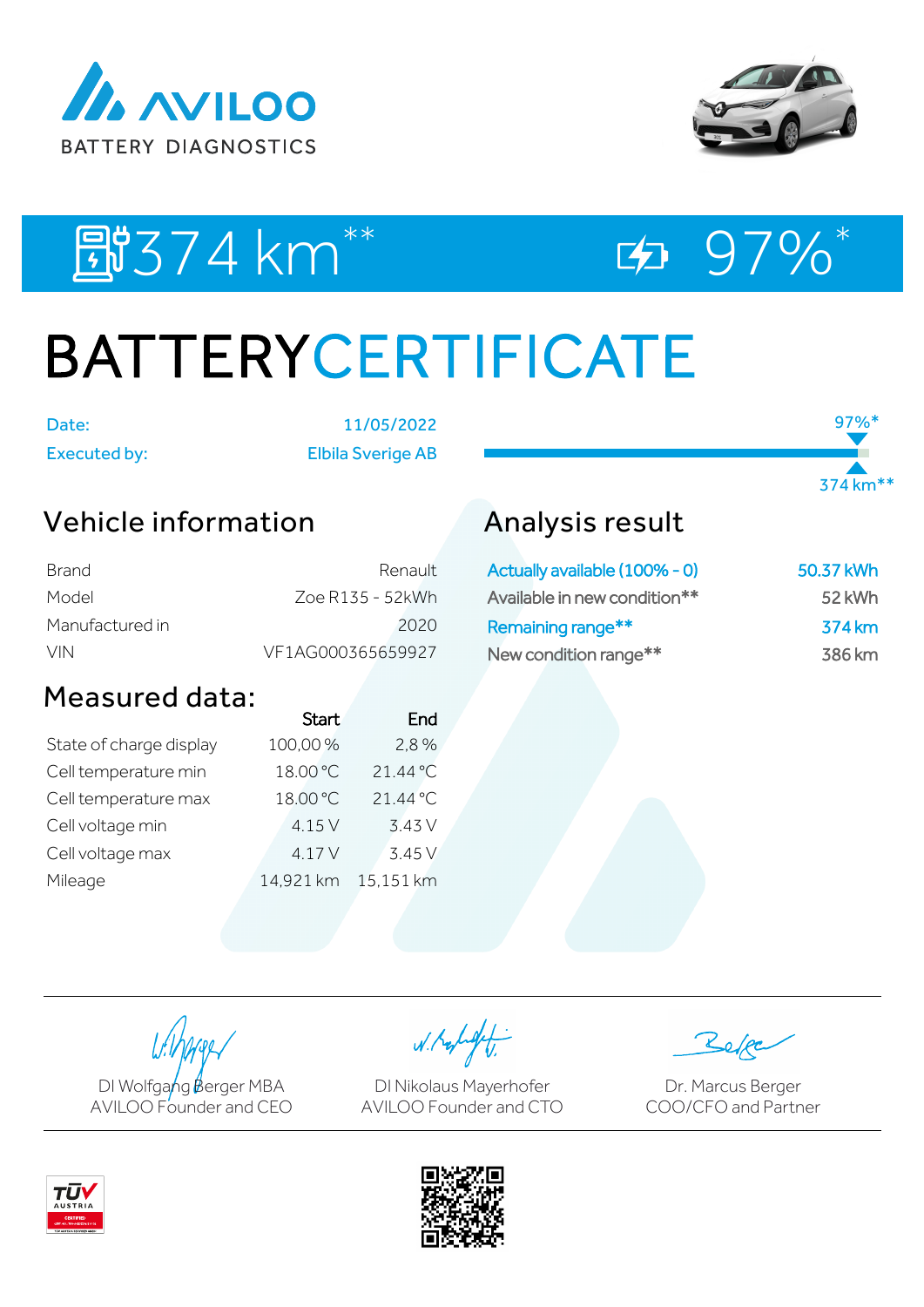AVILOO

BATTERY DIAGNOSTICS

374 km** 97%*

# BATTERYCERTIFICATE

| | |
|---|---|
| Date: | 11/05/2022 |
| Executed by: | Elbila Sverige AB |

97%*

374 km**

## Vehicle information

| | |
|---|---|
| Brand | Renault |
| Model | Zoe R135 - 52kWh |
| Manufactured in | 2020 |
| VIN | VF1AG000365659927 |

## Measured data:

| | Start | End |
|---|---|---|
| State of charge display | 100,00 % | 2,8 % |
| Cell temperature min | 18.00 °C | 21.44 °C |
| Cell temperature max | 18.00 °C | 21.44 °C |
| Cell voltage min | 4.15 V | 3.43 V |
| Cell voltage max | 4.17 V | 3.45 V |
| Mileage | 14,921 km | 15,151 km |

## Analysis result

| | |
|---|---|
| Actually available (100% - 0) | 50.37 kWh |
| Available in new condition** | 52 kWh |
| Remaining range** | 374 km |
| New condition range** | 386 km |

DI Wolfgang Berger MBA
AVILOO Founder and CEO

DI Nikolaus Mayerhofer
AVILOO Founder and CTO

Dr. Marcus Berger
COO/CFO and Partner

TÜV AUSTRIA CERTIFIED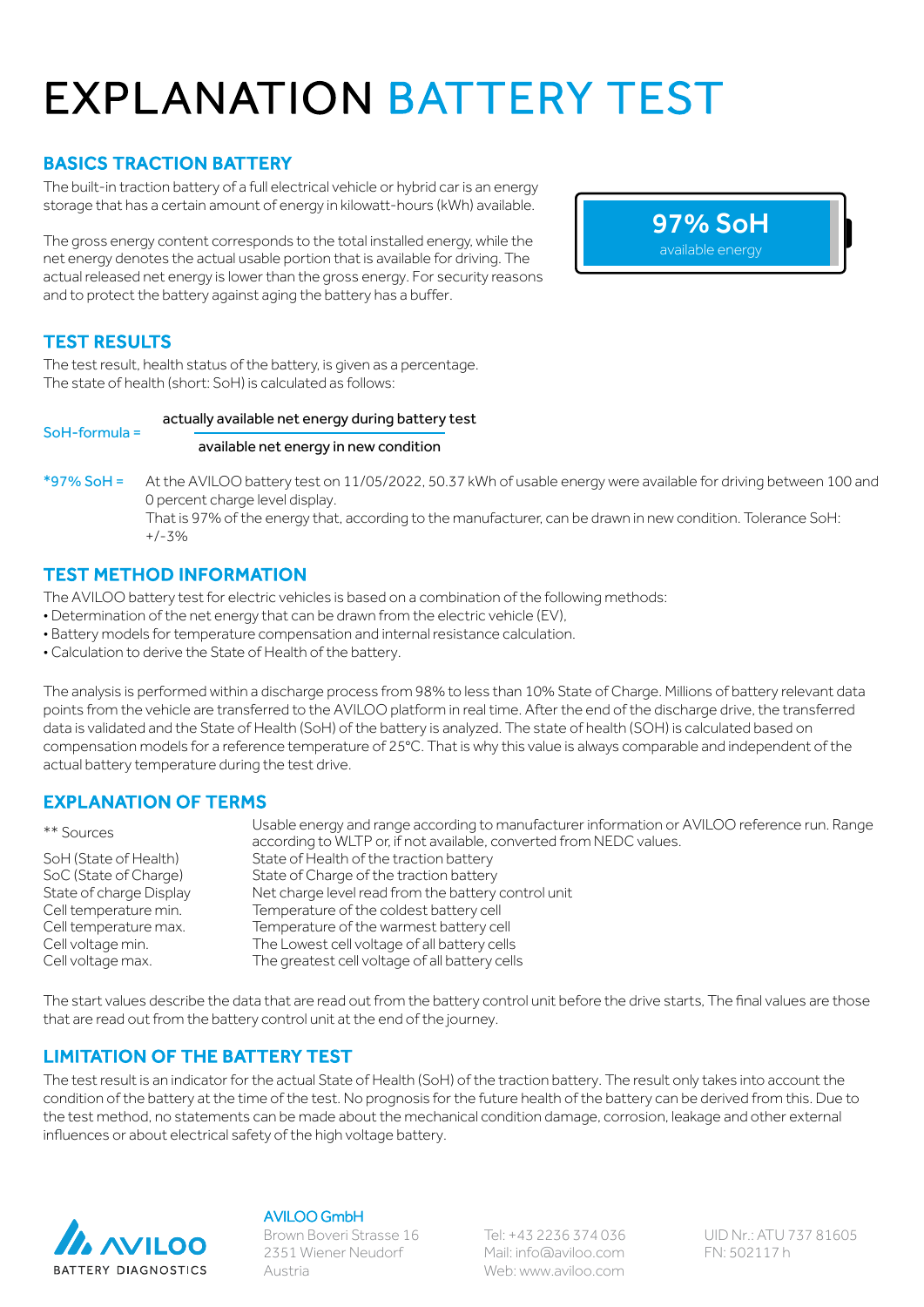# EXPLANATION BATTERY TEST

## BASICS TRACTION BATTERY

The built-in traction battery of a full electrical vehicle or hybrid car is an energy storage that has a certain amount of energy in kilowatt-hours (kWh) available.

The gross energy content corresponds to the total installed energy, while the net energy denotes the actual usable portion that is available for driving. The actual released net energy is lower than the gross energy. For security reasons and to protect the battery against aging the battery has a buffer.

**97% SoH**
available energy

## TEST RESULTS

The test result, health status of the battery, is given as a percentage.
The state of health (short: SoH) is calculated as follows:

$$\text{SoH-formula} = \frac{\text{actually available net energy during battery test}}{\text{available net energy in new condition}}$$

*97% SoH = At the AVILOO battery test on 11/05/2022, 50.37 kWh of usable energy were available for driving between 100 and 0 percent charge level display.
That is 97% of the energy that, according to the manufacturer, can be drawn in new condition. Tolerance SoH: +/-3%

## TEST METHOD INFORMATION

The AVILOO battery test for electric vehicles is based on a combination of the following methods:

- Determination of the net energy that can be drawn from the electric vehicle (EV),
- Battery models for temperature compensation and internal resistance calculation.
- Calculation to derive the State of Health of the battery.

The analysis is performed within a discharge process from 98% to less than 10% State of Charge. Millions of battery relevant data points from the vehicle are transferred to the AVILOO platform in real time. After the end of the discharge drive, the transferred data is validated and the State of Health (SoH) of the battery is analyzed. The state of health (SOH) is calculated based on compensation models for a reference temperature of 25°C. That is why this value is always comparable and independent of the actual battery temperature during the test drive.

## EXPLANATION OF TERMS

| | |
|---|---|
| ** Sources | Usable energy and range according to manufacturer information or AVILOO reference run. Range according to WLTP or, if not available, converted from NEDC values. |
| SoH (State of Health) | State of Health of the traction battery |
| SoC (State of Charge) | State of Charge of the traction battery |
| State of charge Display | Net charge level read from the battery control unit |
| Cell temperature min. | Temperature of the coldest battery cell |
| Cell temperature max. | Temperature of the warmest battery cell |
| Cell voltage min. | The Lowest cell voltage of all battery cells |
| Cell voltage max. | The greatest cell voltage of all battery cells |

The start values describe the data that are read out from the battery control unit before the drive starts, The final values are those that are read out from the battery control unit at the end of the journey.

## LIMITATION OF THE BATTERY TEST

The test result is an indicator for the actual State of Health (SoH) of the traction battery. The result only takes into account the condition of the battery at the time of the test. No prognosis for the future health of the battery can be derived from this. Due to the test method, no statements can be made about the mechanical condition damage, corrosion, leakage and other external influences or about electrical safety of the high voltage battery.

AVILOO BATTERY DIAGNOSTICS

**AVILOO GmbH**
Brown Boveri Strasse 16
2351 Wiener Neudorf
Austria

Tel: +43 2236 374 036
Mail: info@aviloo.com
Web: www.aviloo.com

UID Nr.: ATU 737 81605
FN: 502117 h